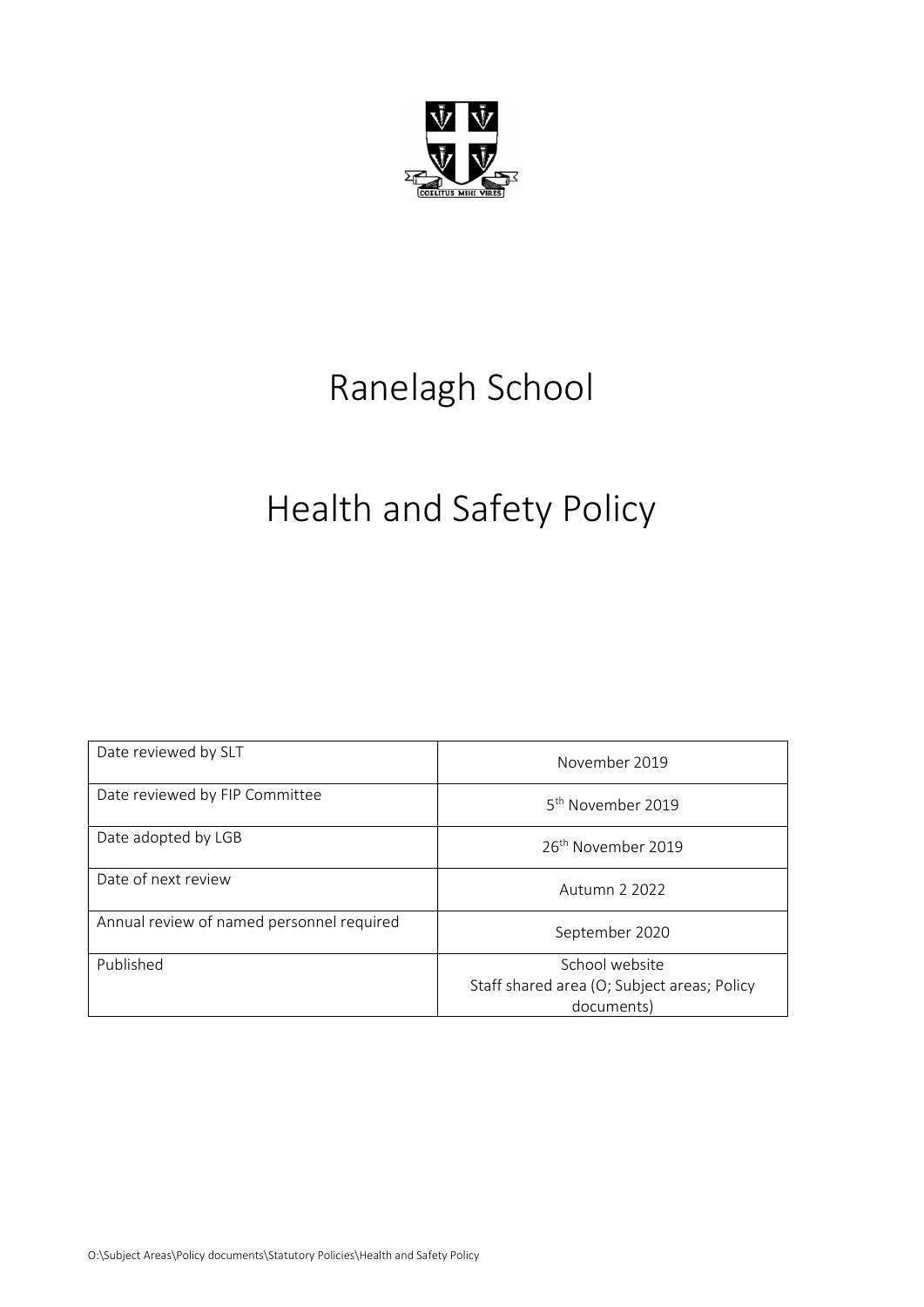# Ranelagh School

# Health and Safety Policy

| | |
|---|---|
| Date reviewed by SLT | November 2019 |
| Date reviewed by FIP Committee | 5th November 2019 |
| Date adopted by LGB | 26th November 2019 |
| Date of next review | Autumn 2 2022 |
| Annual review of named personnel required | September 2020 |
| Published | School website<br>Staff shared area (O; Subject areas; Policy documents) |

O:\Subject Areas\Policy documents\Statutory Policies\Health and Safety Policy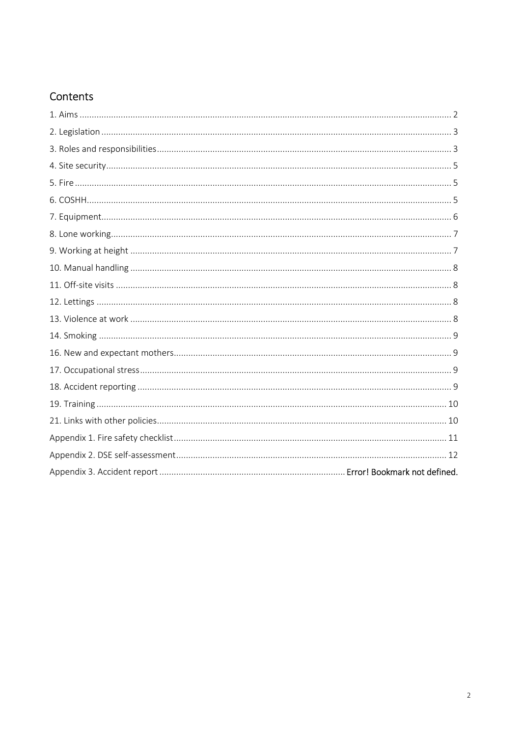## Contents

1. Aims ..... 2
2. Legislation ..... 3
3. Roles and responsibilities ..... 3
4. Site security ..... 5
5. Fire ..... 5
6. COSHH ..... 5
7. Equipment ..... 6
8. Lone working ..... 7
9. Working at height ..... 7
10. Manual handling ..... 8
11. Off-site visits ..... 8
12. Lettings ..... 8
13. Violence at work ..... 8
14. Smoking ..... 9
16. New and expectant mothers ..... 9
17. Occupational stress ..... 9
18. Accident reporting ..... 9
19. Training ..... 10
21. Links with other policies ..... 10

Appendix 1. Fire safety checklist ..... 11

Appendix 2. DSE self-assessment ..... 12

Appendix 3. Accident report ..... Error! Bookmark not defined.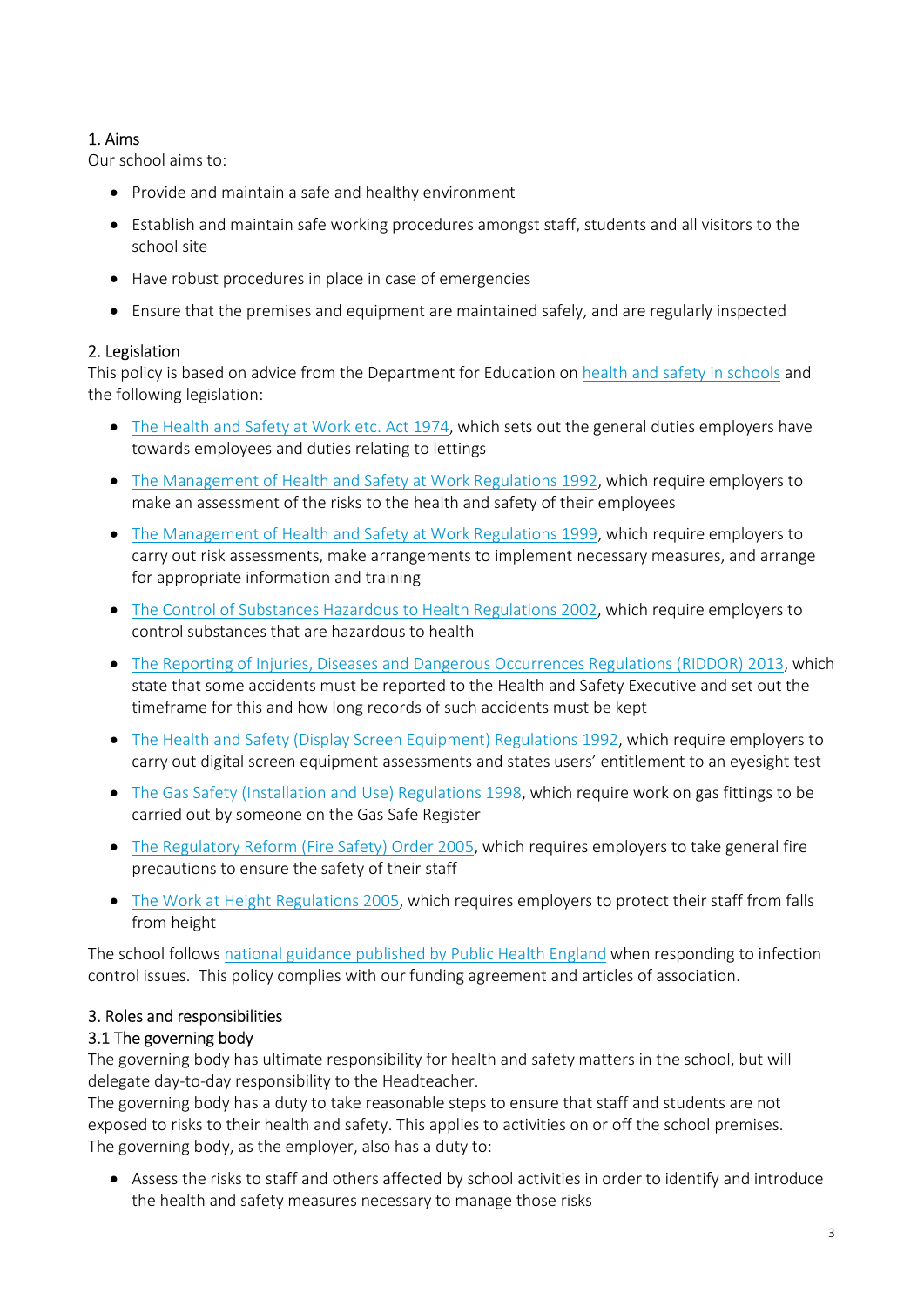## 1. Aims

Our school aims to:

- Provide and maintain a safe and healthy environment
- Establish and maintain safe working procedures amongst staff, students and all visitors to the school site
- Have robust procedures in place in case of emergencies
- Ensure that the premises and equipment are maintained safely, and are regularly inspected

## 2. Legislation

This policy is based on advice from the Department for Education on health and safety in schools and the following legislation:

- The Health and Safety at Work etc. Act 1974, which sets out the general duties employers have towards employees and duties relating to lettings
- The Management of Health and Safety at Work Regulations 1992, which require employers to make an assessment of the risks to the health and safety of their employees
- The Management of Health and Safety at Work Regulations 1999, which require employers to carry out risk assessments, make arrangements to implement necessary measures, and arrange for appropriate information and training
- The Control of Substances Hazardous to Health Regulations 2002, which require employers to control substances that are hazardous to health
- The Reporting of Injuries, Diseases and Dangerous Occurrences Regulations (RIDDOR) 2013, which state that some accidents must be reported to the Health and Safety Executive and set out the timeframe for this and how long records of such accidents must be kept
- The Health and Safety (Display Screen Equipment) Regulations 1992, which require employers to carry out digital screen equipment assessments and states users' entitlement to an eyesight test
- The Gas Safety (Installation and Use) Regulations 1998, which require work on gas fittings to be carried out by someone on the Gas Safe Register
- The Regulatory Reform (Fire Safety) Order 2005, which requires employers to take general fire precautions to ensure the safety of their staff
- The Work at Height Regulations 2005, which requires employers to protect their staff from falls from height

The school follows national guidance published by Public Health England when responding to infection control issues. This policy complies with our funding agreement and articles of association.

## 3. Roles and responsibilities

### 3.1 The governing body

The governing body has ultimate responsibility for health and safety matters in the school, but will delegate day-to-day responsibility to the Headteacher.

The governing body has a duty to take reasonable steps to ensure that staff and students are not exposed to risks to their health and safety. This applies to activities on or off the school premises.

The governing body, as the employer, also has a duty to:

- Assess the risks to staff and others affected by school activities in order to identify and introduce the health and safety measures necessary to manage those risks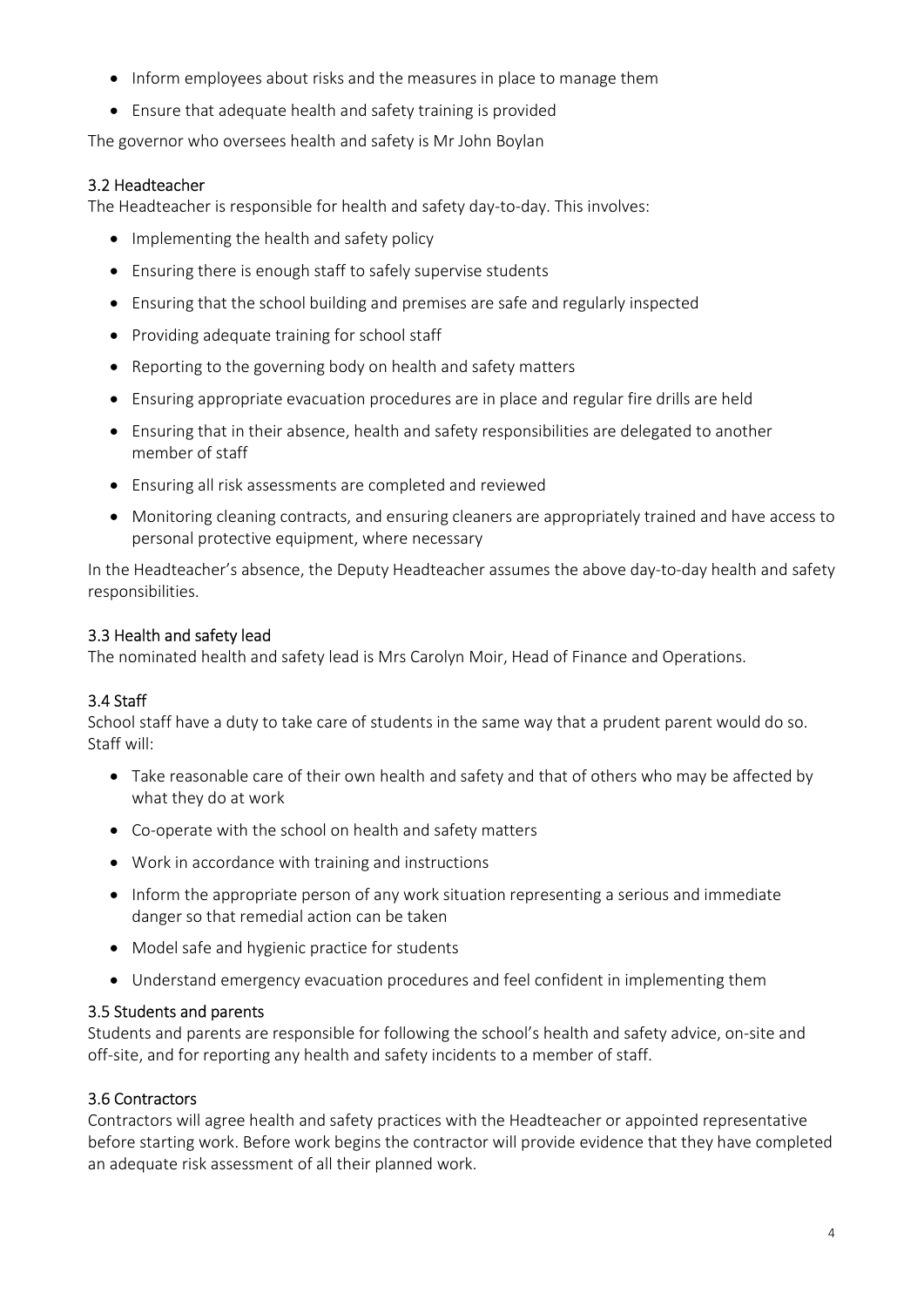- Inform employees about risks and the measures in place to manage them
- Ensure that adequate health and safety training is provided

The governor who oversees health and safety is Mr John Boylan

### 3.2 Headteacher

The Headteacher is responsible for health and safety day-to-day. This involves:

- Implementing the health and safety policy
- Ensuring there is enough staff to safely supervise students
- Ensuring that the school building and premises are safe and regularly inspected
- Providing adequate training for school staff
- Reporting to the governing body on health and safety matters
- Ensuring appropriate evacuation procedures are in place and regular fire drills are held
- Ensuring that in their absence, health and safety responsibilities are delegated to another member of staff
- Ensuring all risk assessments are completed and reviewed
- Monitoring cleaning contracts, and ensuring cleaners are appropriately trained and have access to personal protective equipment, where necessary

In the Headteacher's absence, the Deputy Headteacher assumes the above day-to-day health and safety responsibilities.

### 3.3 Health and safety lead

The nominated health and safety lead is Mrs Carolyn Moir, Head of Finance and Operations.

### 3.4 Staff

School staff have a duty to take care of students in the same way that a prudent parent would do so. Staff will:

- Take reasonable care of their own health and safety and that of others who may be affected by what they do at work
- Co-operate with the school on health and safety matters
- Work in accordance with training and instructions
- Inform the appropriate person of any work situation representing a serious and immediate danger so that remedial action can be taken
- Model safe and hygienic practice for students
- Understand emergency evacuation procedures and feel confident in implementing them

### 3.5 Students and parents

Students and parents are responsible for following the school's health and safety advice, on-site and off-site, and for reporting any health and safety incidents to a member of staff.

### 3.6 Contractors

Contractors will agree health and safety practices with the Headteacher or appointed representative before starting work. Before work begins the contractor will provide evidence that they have completed an adequate risk assessment of all their planned work.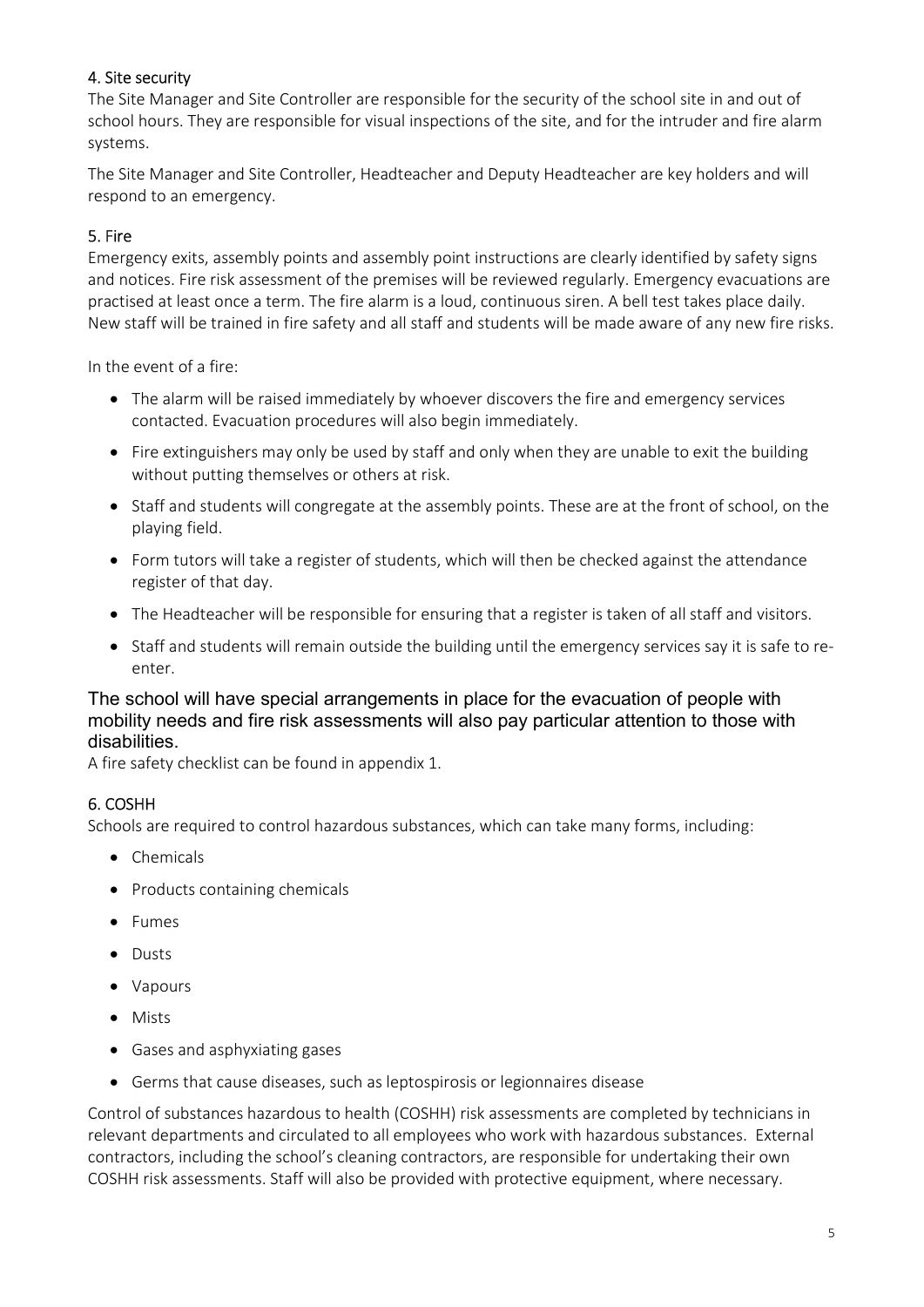## 4. Site security

The Site Manager and Site Controller are responsible for the security of the school site in and out of school hours. They are responsible for visual inspections of the site, and for the intruder and fire alarm systems.

The Site Manager and Site Controller, Headteacher and Deputy Headteacher are key holders and will respond to an emergency.

## 5. Fire

Emergency exits, assembly points and assembly point instructions are clearly identified by safety signs and notices. Fire risk assessment of the premises will be reviewed regularly. Emergency evacuations are practised at least once a term. The fire alarm is a loud, continuous siren. A bell test takes place daily. New staff will be trained in fire safety and all staff and students will be made aware of any new fire risks.

In the event of a fire:

- The alarm will be raised immediately by whoever discovers the fire and emergency services contacted. Evacuation procedures will also begin immediately.
- Fire extinguishers may only be used by staff and only when they are unable to exit the building without putting themselves or others at risk.
- Staff and students will congregate at the assembly points. These are at the front of school, on the playing field.
- Form tutors will take a register of students, which will then be checked against the attendance register of that day.
- The Headteacher will be responsible for ensuring that a register is taken of all staff and visitors.
- Staff and students will remain outside the building until the emergency services say it is safe to re-enter.

The school will have special arrangements in place for the evacuation of people with mobility needs and fire risk assessments will also pay particular attention to those with disabilities.

A fire safety checklist can be found in appendix 1.

## 6. COSHH

Schools are required to control hazardous substances, which can take many forms, including:

- Chemicals
- Products containing chemicals
- Fumes
- Dusts
- Vapours
- Mists
- Gases and asphyxiating gases
- Germs that cause diseases, such as leptospirosis or legionnaires disease

Control of substances hazardous to health (COSHH) risk assessments are completed by technicians in relevant departments and circulated to all employees who work with hazardous substances. External contractors, including the school's cleaning contractors, are responsible for undertaking their own COSHH risk assessments. Staff will also be provided with protective equipment, where necessary.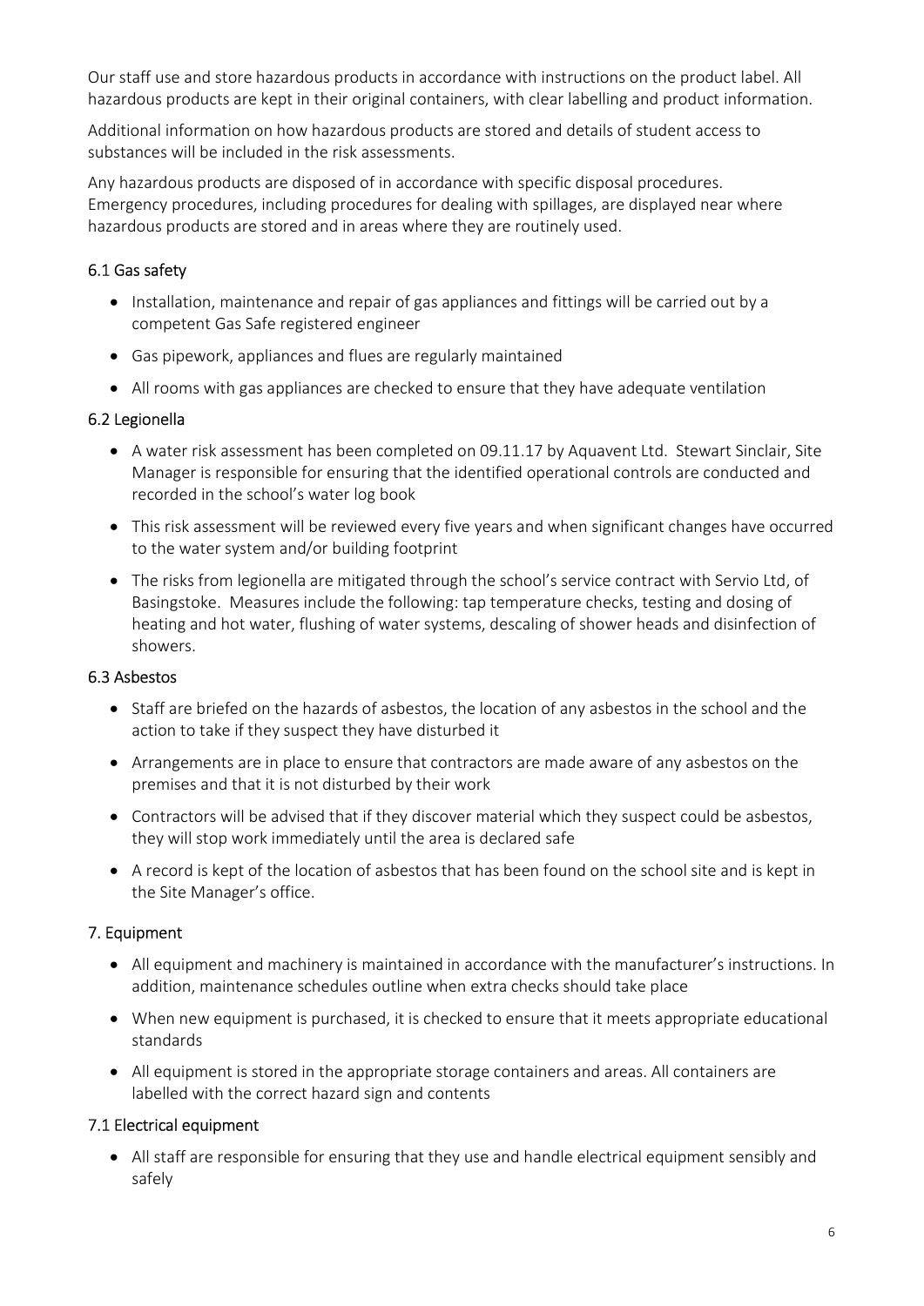Our staff use and store hazardous products in accordance with instructions on the product label. All hazardous products are kept in their original containers, with clear labelling and product information.

Additional information on how hazardous products are stored and details of student access to substances will be included in the risk assessments.

Any hazardous products are disposed of in accordance with specific disposal procedures. Emergency procedures, including procedures for dealing with spillages, are displayed near where hazardous products are stored and in areas where they are routinely used.

### 6.1 Gas safety

- Installation, maintenance and repair of gas appliances and fittings will be carried out by a competent Gas Safe registered engineer
- Gas pipework, appliances and flues are regularly maintained
- All rooms with gas appliances are checked to ensure that they have adequate ventilation

### 6.2 Legionella

- A water risk assessment has been completed on 09.11.17 by Aquavent Ltd. Stewart Sinclair, Site Manager is responsible for ensuring that the identified operational controls are conducted and recorded in the school's water log book
- This risk assessment will be reviewed every five years and when significant changes have occurred to the water system and/or building footprint
- The risks from legionella are mitigated through the school's service contract with Servio Ltd, of Basingstoke. Measures include the following: tap temperature checks, testing and dosing of heating and hot water, flushing of water systems, descaling of shower heads and disinfection of showers.

### 6.3 Asbestos

- Staff are briefed on the hazards of asbestos, the location of any asbestos in the school and the action to take if they suspect they have disturbed it
- Arrangements are in place to ensure that contractors are made aware of any asbestos on the premises and that it is not disturbed by their work
- Contractors will be advised that if they discover material which they suspect could be asbestos, they will stop work immediately until the area is declared safe
- A record is kept of the location of asbestos that has been found on the school site and is kept in the Site Manager's office.

## 7. Equipment

- All equipment and machinery is maintained in accordance with the manufacturer's instructions. In addition, maintenance schedules outline when extra checks should take place
- When new equipment is purchased, it is checked to ensure that it meets appropriate educational standards
- All equipment is stored in the appropriate storage containers and areas. All containers are labelled with the correct hazard sign and contents

### 7.1 Electrical equipment

- All staff are responsible for ensuring that they use and handle electrical equipment sensibly and safely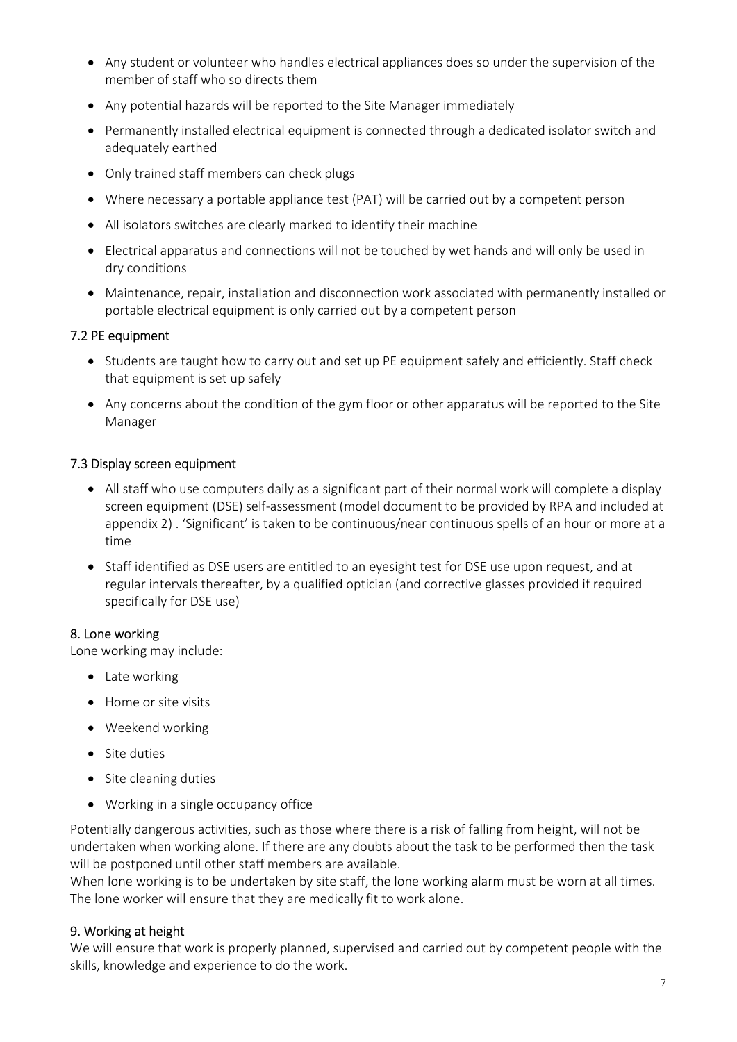- Any student or volunteer who handles electrical appliances does so under the supervision of the member of staff who so directs them
- Any potential hazards will be reported to the Site Manager immediately
- Permanently installed electrical equipment is connected through a dedicated isolator switch and adequately earthed
- Only trained staff members can check plugs
- Where necessary a portable appliance test (PAT) will be carried out by a competent person
- All isolators switches are clearly marked to identify their machine
- Electrical apparatus and connections will not be touched by wet hands and will only be used in dry conditions
- Maintenance, repair, installation and disconnection work associated with permanently installed or portable electrical equipment is only carried out by a competent person

### 7.2 PE equipment

- Students are taught how to carry out and set up PE equipment safely and efficiently. Staff check that equipment is set up safely
- Any concerns about the condition of the gym floor or other apparatus will be reported to the Site Manager

### 7.3 Display screen equipment

- All staff who use computers daily as a significant part of their normal work will complete a display screen equipment (DSE) self-assessment (model document to be provided by RPA and included at appendix 2) . 'Significant' is taken to be continuous/near continuous spells of an hour or more at a time
- Staff identified as DSE users are entitled to an eyesight test for DSE use upon request, and at regular intervals thereafter, by a qualified optician (and corrective glasses provided if required specifically for DSE use)

## 8. Lone working

Lone working may include:

- Late working
- Home or site visits
- Weekend working
- Site duties
- Site cleaning duties
- Working in a single occupancy office

Potentially dangerous activities, such as those where there is a risk of falling from height, will not be undertaken when working alone. If there are any doubts about the task to be performed then the task will be postponed until other staff members are available.

When lone working is to be undertaken by site staff, the lone working alarm must be worn at all times. The lone worker will ensure that they are medically fit to work alone.

## 9. Working at height

We will ensure that work is properly planned, supervised and carried out by competent people with the skills, knowledge and experience to do the work.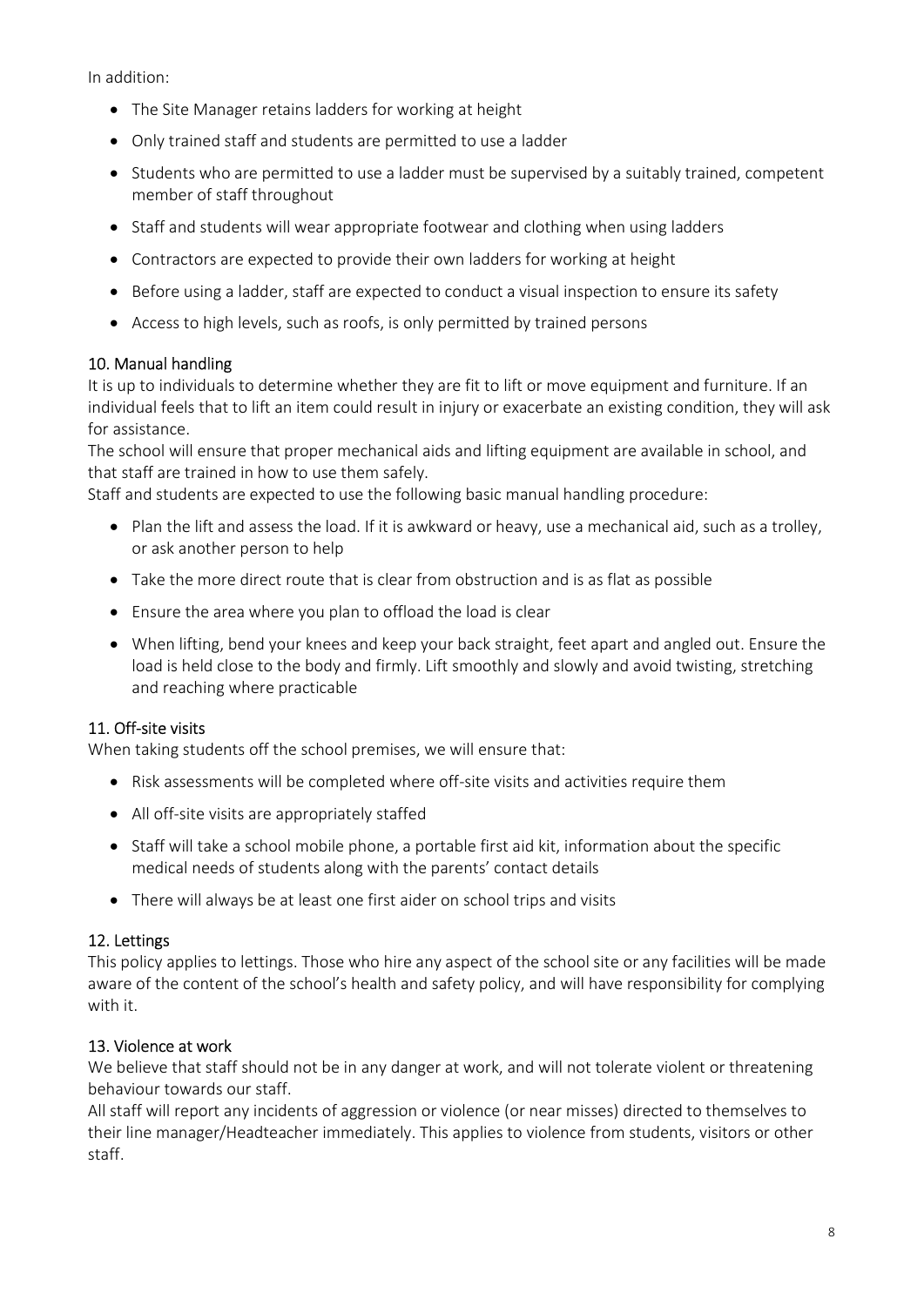In addition:

- The Site Manager retains ladders for working at height
- Only trained staff and students are permitted to use a ladder
- Students who are permitted to use a ladder must be supervised by a suitably trained, competent member of staff throughout
- Staff and students will wear appropriate footwear and clothing when using ladders
- Contractors are expected to provide their own ladders for working at height
- Before using a ladder, staff are expected to conduct a visual inspection to ensure its safety
- Access to high levels, such as roofs, is only permitted by trained persons

## 10. Manual handling

It is up to individuals to determine whether they are fit to lift or move equipment and furniture. If an individual feels that to lift an item could result in injury or exacerbate an existing condition, they will ask for assistance.

The school will ensure that proper mechanical aids and lifting equipment are available in school, and that staff are trained in how to use them safely.

Staff and students are expected to use the following basic manual handling procedure:

- Plan the lift and assess the load. If it is awkward or heavy, use a mechanical aid, such as a trolley, or ask another person to help
- Take the more direct route that is clear from obstruction and is as flat as possible
- Ensure the area where you plan to offload the load is clear
- When lifting, bend your knees and keep your back straight, feet apart and angled out. Ensure the load is held close to the body and firmly. Lift smoothly and slowly and avoid twisting, stretching and reaching where practicable

## 11. Off-site visits

When taking students off the school premises, we will ensure that:

- Risk assessments will be completed where off-site visits and activities require them
- All off-site visits are appropriately staffed
- Staff will take a school mobile phone, a portable first aid kit, information about the specific medical needs of students along with the parents' contact details
- There will always be at least one first aider on school trips and visits

## 12. Lettings

This policy applies to lettings. Those who hire any aspect of the school site or any facilities will be made aware of the content of the school's health and safety policy, and will have responsibility for complying with it.

## 13. Violence at work

We believe that staff should not be in any danger at work, and will not tolerate violent or threatening behaviour towards our staff.

All staff will report any incidents of aggression or violence (or near misses) directed to themselves to their line manager/Headteacher immediately. This applies to violence from students, visitors or other staff.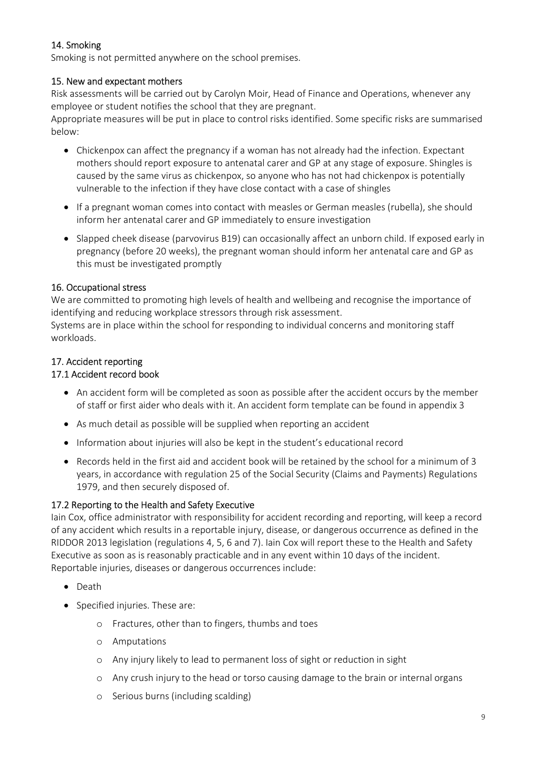## 14. Smoking

Smoking is not permitted anywhere on the school premises.

## 15. New and expectant mothers

Risk assessments will be carried out by Carolyn Moir, Head of Finance and Operations, whenever any employee or student notifies the school that they are pregnant.

Appropriate measures will be put in place to control risks identified. Some specific risks are summarised below:

- Chickenpox can affect the pregnancy if a woman has not already had the infection. Expectant mothers should report exposure to antenatal carer and GP at any stage of exposure. Shingles is caused by the same virus as chickenpox, so anyone who has not had chickenpox is potentially vulnerable to the infection if they have close contact with a case of shingles
- If a pregnant woman comes into contact with measles or German measles (rubella), she should inform her antenatal carer and GP immediately to ensure investigation
- Slapped cheek disease (parvovirus B19) can occasionally affect an unborn child. If exposed early in pregnancy (before 20 weeks), the pregnant woman should inform her antenatal care and GP as this must be investigated promptly

## 16. Occupational stress

We are committed to promoting high levels of health and wellbeing and recognise the importance of identifying and reducing workplace stressors through risk assessment.

Systems are in place within the school for responding to individual concerns and monitoring staff workloads.

## 17. Accident reporting

### 17.1 Accident record book

- An accident form will be completed as soon as possible after the accident occurs by the member of staff or first aider who deals with it. An accident form template can be found in appendix 3
- As much detail as possible will be supplied when reporting an accident
- Information about injuries will also be kept in the student's educational record
- Records held in the first aid and accident book will be retained by the school for a minimum of 3 years, in accordance with regulation 25 of the Social Security (Claims and Payments) Regulations 1979, and then securely disposed of.

### 17.2 Reporting to the Health and Safety Executive

Iain Cox, office administrator with responsibility for accident recording and reporting, will keep a record of any accident which results in a reportable injury, disease, or dangerous occurrence as defined in the RIDDOR 2013 legislation (regulations 4, 5, 6 and 7). Iain Cox will report these to the Health and Safety Executive as soon as is reasonably practicable and in any event within 10 days of the incident.

Reportable injuries, diseases or dangerous occurrences include:

- Death
- Specified injuries. These are:
  - Fractures, other than to fingers, thumbs and toes
  - Amputations
  - Any injury likely to lead to permanent loss of sight or reduction in sight
  - Any crush injury to the head or torso causing damage to the brain or internal organs
  - Serious burns (including scalding)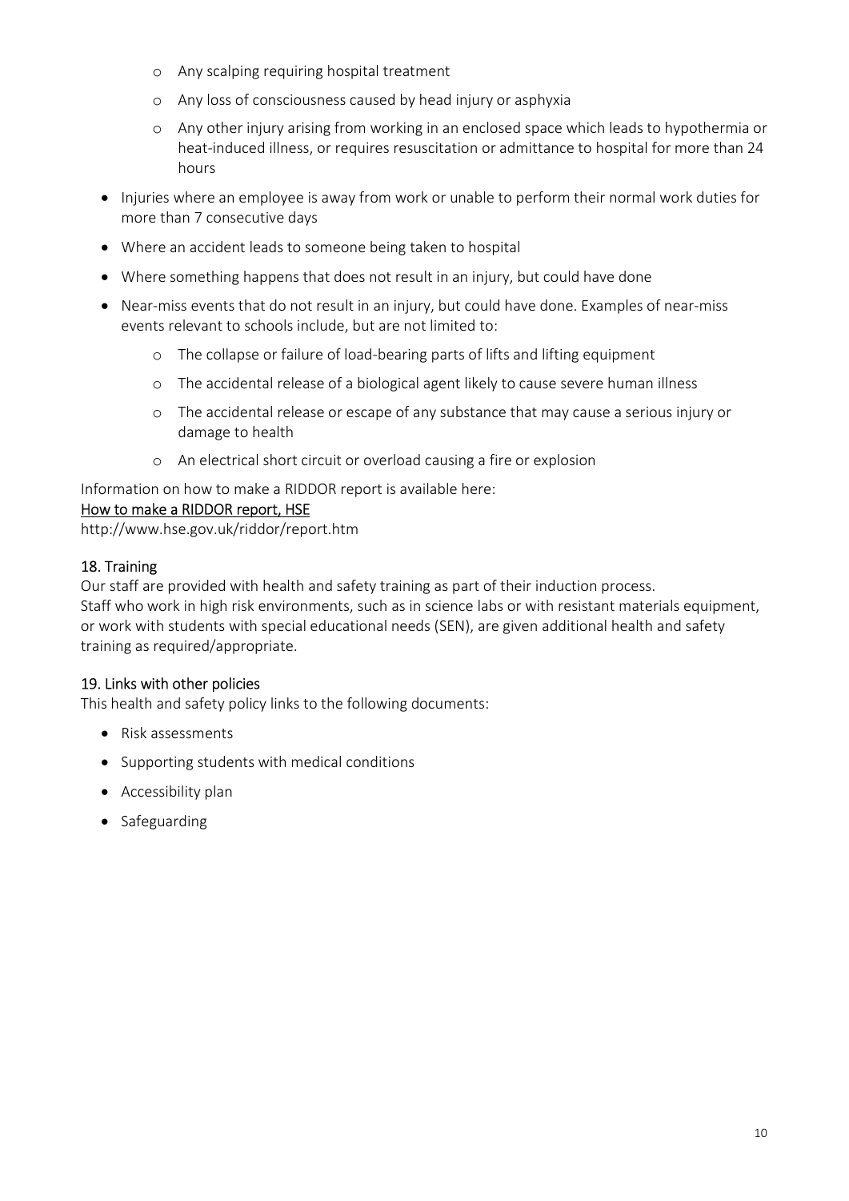- Any scalping requiring hospital treatment
  - Any loss of consciousness caused by head injury or asphyxia
  - Any other injury arising from working in an enclosed space which leads to hypothermia or heat-induced illness, or requires resuscitation or admittance to hospital for more than 24 hours
- Injuries where an employee is away from work or unable to perform their normal work duties for more than 7 consecutive days
- Where an accident leads to someone being taken to hospital
- Where something happens that does not result in an injury, but could have done
- Near-miss events that do not result in an injury, but could have done. Examples of near-miss events relevant to schools include, but are not limited to:
  - The collapse or failure of load-bearing parts of lifts and lifting equipment
  - The accidental release of a biological agent likely to cause severe human illness
  - The accidental release or escape of any substance that may cause a serious injury or damage to health
  - An electrical short circuit or overload causing a fire or explosion

Information on how to make a RIDDOR report is available here:
[How to make a RIDDOR report, HSE](http://www.hse.gov.uk/riddor/report.htm)
http://www.hse.gov.uk/riddor/report.htm

## 18. Training

Our staff are provided with health and safety training as part of their induction process.
Staff who work in high risk environments, such as in science labs or with resistant materials equipment, or work with students with special educational needs (SEN), are given additional health and safety training as required/appropriate.

## 19. Links with other policies

This health and safety policy links to the following documents:

- Risk assessments
- Supporting students with medical conditions
- Accessibility plan
- Safeguarding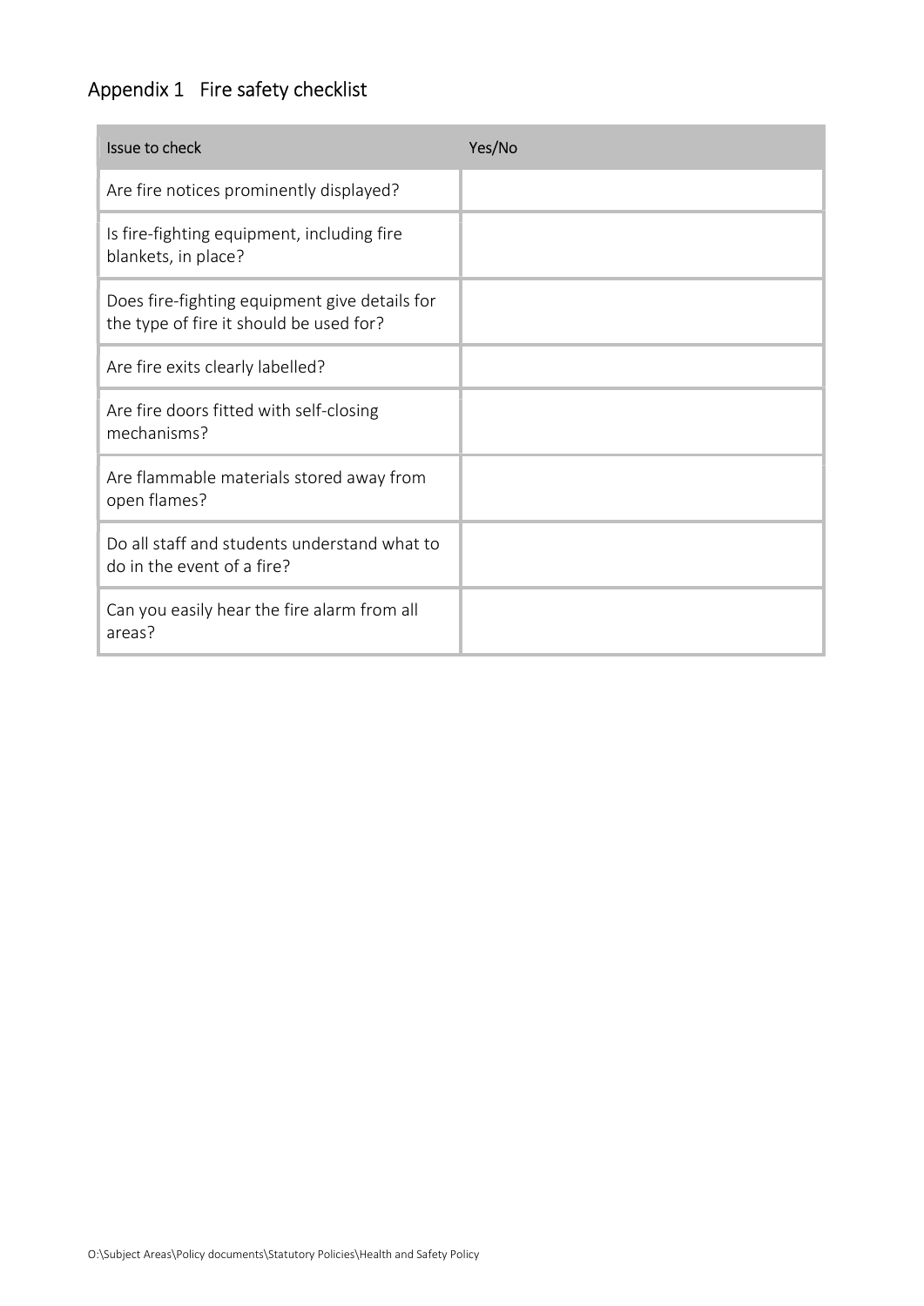## Appendix 1 Fire safety checklist

| Issue to check | Yes/No |
|---|---|
| Are fire notices prominently displayed? | |
| Is fire-fighting equipment, including fire blankets, in place? | |
| Does fire-fighting equipment give details for the type of fire it should be used for? | |
| Are fire exits clearly labelled? | |
| Are fire doors fitted with self-closing mechanisms? | |
| Are flammable materials stored away from open flames? | |
| Do all staff and students understand what to do in the event of a fire? | |
| Can you easily hear the fire alarm from all areas? | |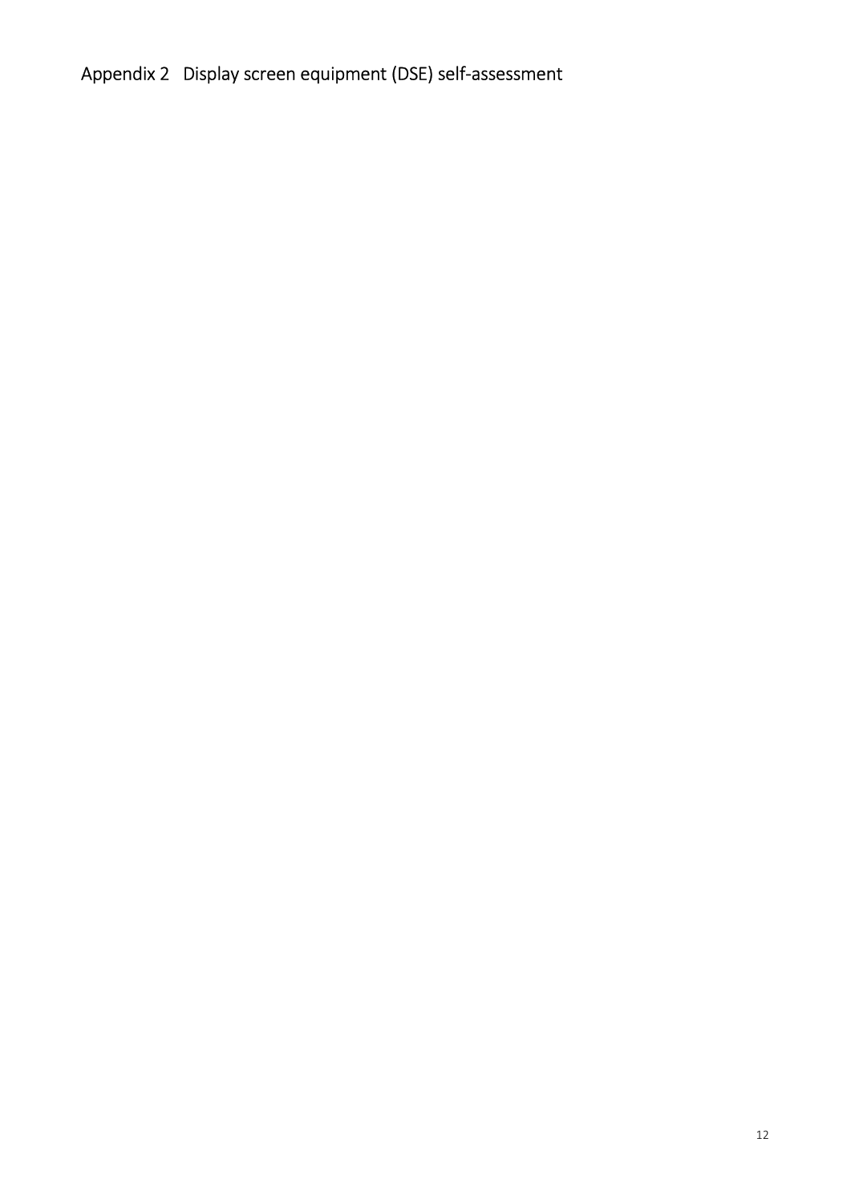# Appendix 2 Display screen equipment (DSE) self-assessment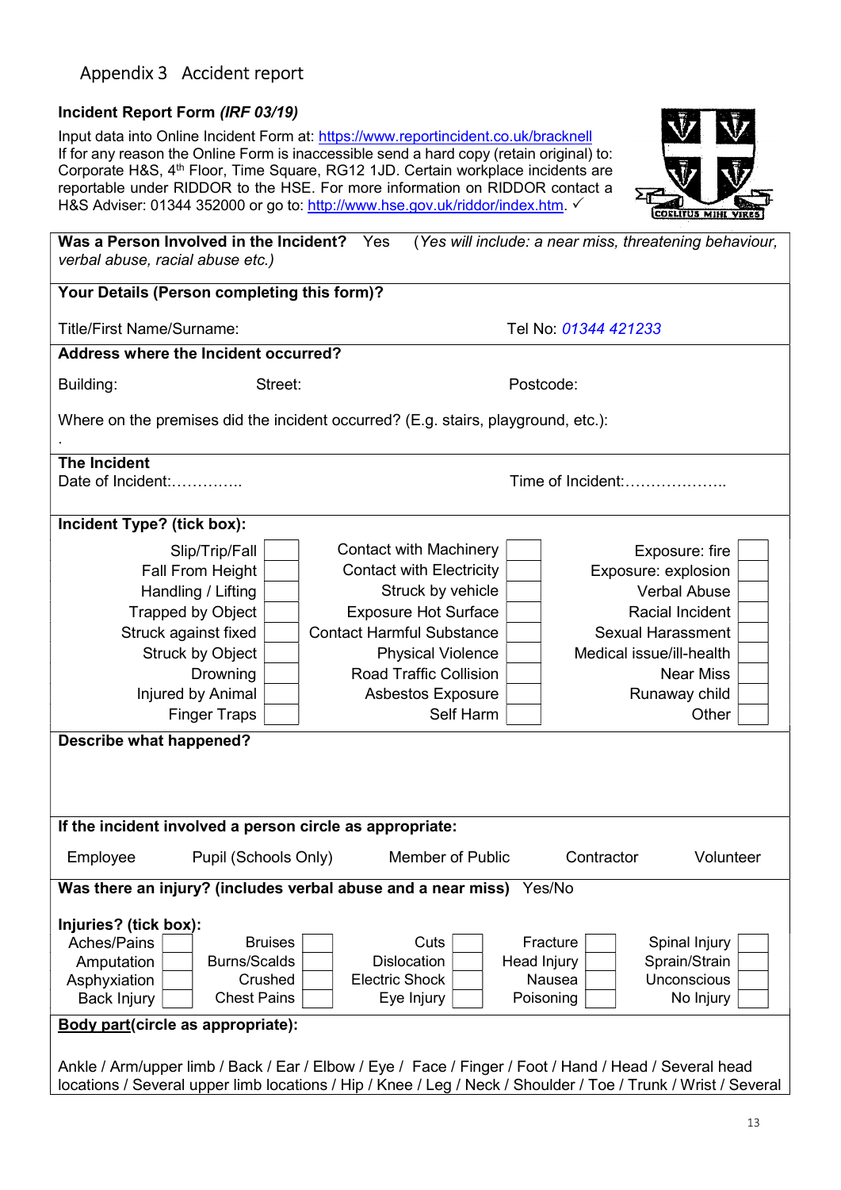# Appendix 3 Accident report

**Incident Report Form *(IRF 03/19)***

Input data into Online Incident Form at: https://www.reportincident.co.uk/bracknell
If for any reason the Online Form is inaccessible send a hard copy (retain original) to: Corporate H&S, 4th Floor, Time Square, RG12 1JD. Certain workplace incidents are reportable under RIDDOR to the HSE. For more information on RIDDOR contact a H&S Adviser: 01344 352000 or go to: http://www.hse.gov.uk/riddor/index.htm. ✓

**Was a Person Involved in the Incident?** Yes (*Yes will include: a near miss, threatening behaviour, verbal abuse, racial abuse etc.)*

**Your Details (Person completing this form)?**

Title/First Name/Surname: Tel No: *01344 421233*

**Address where the Incident occurred?**

Building: Street: Postcode:

Where on the premises did the incident occurred? (E.g. stairs, playground, etc.):

.

**The Incident**

Date of Incident:………….. Time of Incident:………………..

**Incident Type? (tick box):**

| | | | | | |
|---|---|---|---|---|---|
| Slip/Trip/Fall | ☐ | Contact with Machinery | ☐ | Exposure: fire | ☐ |
| Fall From Height | ☐ | Contact with Electricity | ☐ | Exposure: explosion | ☐ |
| Handling / Lifting | ☐ | Struck by vehicle | ☐ | Verbal Abuse | ☐ |
| Trapped by Object | ☐ | Exposure Hot Surface | ☐ | Racial Incident | ☐ |
| Struck against fixed | ☐ | Contact Harmful Substance | ☐ | Sexual Harassment | ☐ |
| Struck by Object | ☐ | Physical Violence | ☐ | Medical issue/ill-health | ☐ |
| Drowning | ☐ | Road Traffic Collision | ☐ | Near Miss | ☐ |
| Injured by Animal | ☐ | Asbestos Exposure | ☐ | Runaway child | ☐ |
| Finger Traps | ☐ | Self Harm | ☐ | Other | ☐ |

**Describe what happened?**

**If the incident involved a person circle as appropriate:**

Employee Pupil (Schools Only) Member of Public Contractor Volunteer

**Was there an injury? (includes verbal abuse and a near miss)** Yes/No

**Injuries? (tick box):**

| | | | | | | | | | |
|---|---|---|---|---|---|---|---|---|---|
| Aches/Pains | ☐ | Bruises | ☐ | Cuts | ☐ | Fracture | ☐ | Spinal Injury | ☐ |
| Amputation | ☐ | Burns/Scalds | ☐ | Dislocation | ☐ | Head Injury | ☐ | Sprain/Strain | ☐ |
| Asphyxiation | ☐ | Crushed | ☐ | Electric Shock | ☐ | Nausea | ☐ | Unconscious | ☐ |
| Back Injury | ☐ | Chest Pains | ☐ | Eye Injury | ☐ | Poisoning | ☐ | No Injury | ☐ |

**Body part(circle as appropriate):**

Ankle / Arm/upper limb / Back / Ear / Elbow / Eye / Face / Finger / Foot / Hand / Head / Several head locations / Several upper limb locations / Hip / Knee / Leg / Neck / Shoulder / Toe / Trunk / Wrist / Several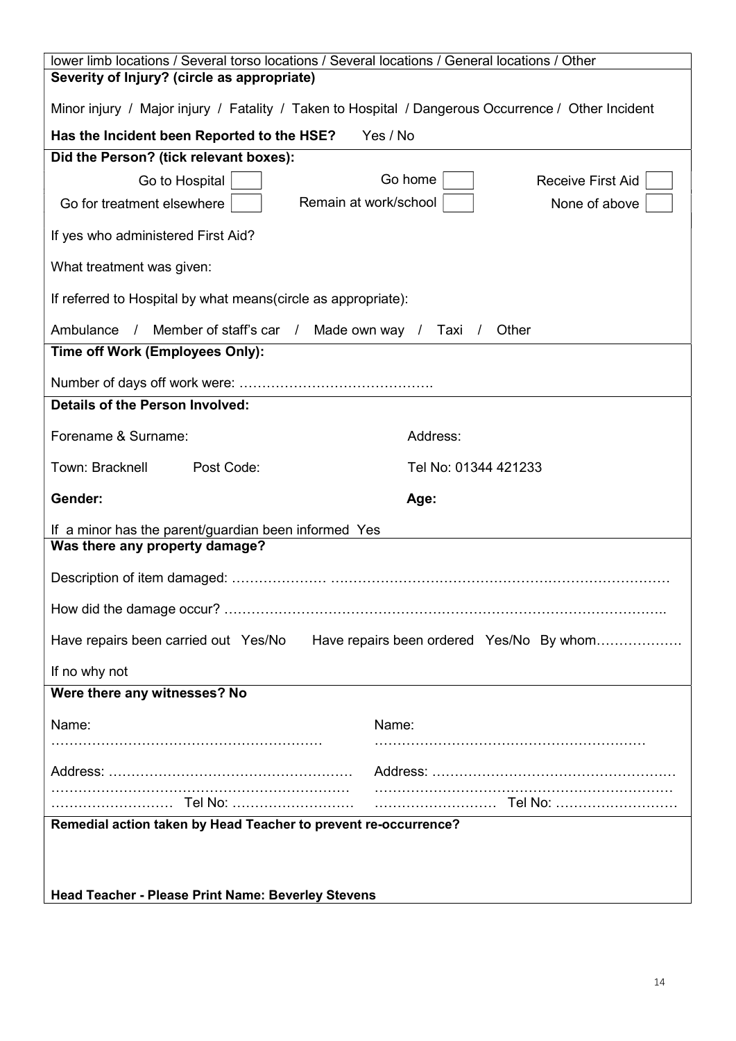lower limb locations / Several torso locations / Several locations / General locations / Other

**Severity of Injury? (circle as appropriate)**

Minor injury / Major injury / Fatality / Taken to Hospital / Dangerous Occurrence / Other Incident

**Has the Incident been Reported to the HSE?** Yes / No

**Did the Person? (tick relevant boxes):**

| | | |
|---|---|---|
| Go to Hospital [ ] | Go home [ ] | Receive First Aid [ ] |
| Go for treatment elsewhere [ ] | Remain at work/school [ ] | None of above [ ] |

If yes who administered First Aid?

What treatment was given:

If referred to Hospital by what means(circle as appropriate):

Ambulance / Member of staff's car / Made own way / Taxi / Other

**Time off Work (Employees Only):**

Number of days off work were: …………………………………….

**Details of the Person Involved:**

Forename & Surname: Address:

Town: Bracknell Post Code: Tel No: 01344 421233

**Gender:** **Age:**

If a minor has the parent/guardian been informed Yes

**Was there any property damage?**

Description of item damaged: ………………… ……………………………………………………………………

How did the damage occur? ……………………………………………………………………………………..

Have repairs been carried out Yes/No Have repairs been ordered Yes/No By whom……………….

If no why not

**Were there any witnesses? No**

| | |
|---|---|
| Name: …………………………………………………… | Name: …………………………………………………… |
| Address: ……………………………………………… …………………………………………………………… ……………………… Tel No: ……………………… | Address: ……………………………………………… …………………………………………………………… ……………………… Tel No: ……………………… |

**Remedial action taken by Head Teacher to prevent re-occurrence?**

**Head Teacher - Please Print Name: Beverley Stevens**